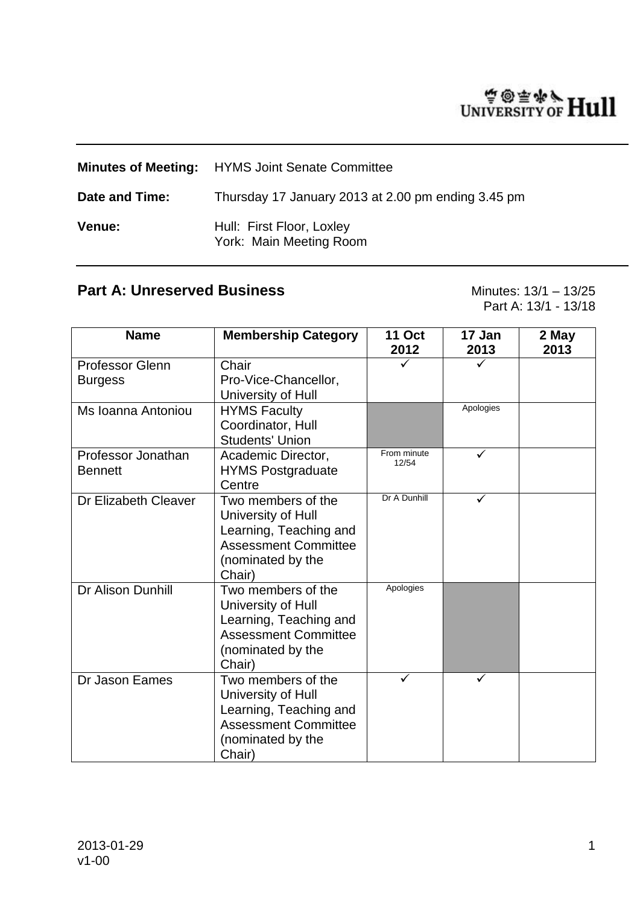University of Hull

**Minutes of Meeting:** HYMS Joint Senate Committee

**Date and Time:** Thursday 17 January 2013 at 2.00 pm ending 3.45 pm

**Venue:** Hull: First Floor, Loxley
York: Main Meeting Room

## Part A: Unreserved Business

Minutes: 13/1 – 13/25
Part A: 13/1 - 13/18

| Name | Membership Category | 11 Oct 2012 | 17 Jan 2013 | 2 May 2013 |
|---|---|---|---|---|
| Professor Glenn Burgess | Chair Pro-Vice-Chancellor, University of Hull | ✓ | ✓ | |
| Ms Ioanna Antoniou | HYMS Faculty Coordinator, Hull Students' Union | | Apologies | |
| Professor Jonathan Bennett | Academic Director, HYMS Postgraduate Centre | From minute 12/54 | ✓ | |
| Dr Elizabeth Cleaver | Two members of the University of Hull Learning, Teaching and Assessment Committee (nominated by the Chair) | Dr A Dunhill | ✓ | |
| Dr Alison Dunhill | Two members of the University of Hull Learning, Teaching and Assessment Committee (nominated by the Chair) | Apologies | | |
| Dr Jason Eames | Two members of the University of Hull Learning, Teaching and Assessment Committee (nominated by the Chair) | ✓ | ✓ | |

2013-01-29
v1-00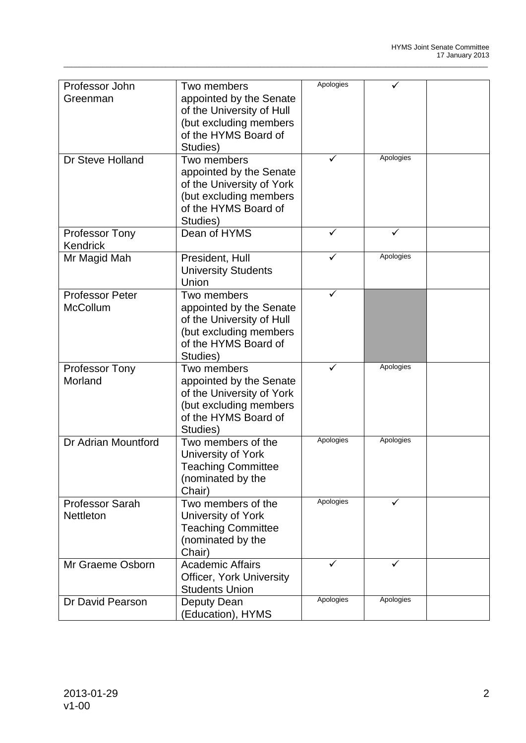| | | | | |
|---|---|---|---|---|
| Professor John Greenman | Two members appointed by the Senate of the University of Hull (but excluding members of the HYMS Board of Studies) | Apologies | ✓ | |
| Dr Steve Holland | Two members appointed by the Senate of the University of York (but excluding members of the HYMS Board of Studies) | ✓ | Apologies | |
| Professor Tony Kendrick | Dean of HYMS | ✓ | ✓ | |
| Mr Magid Mah | President, Hull University Students Union | ✓ | Apologies | |
| Professor Peter McCollum | Two members appointed by the Senate of the University of Hull (but excluding members of the HYMS Board of Studies) | ✓ | | |
| Professor Tony Morland | Two members appointed by the Senate of the University of York (but excluding members of the HYMS Board of Studies) | ✓ | Apologies | |
| Dr Adrian Mountford | Two members of the University of York Teaching Committee (nominated by the Chair) | Apologies | Apologies | |
| Professor Sarah Nettleton | Two members of the University of York Teaching Committee (nominated by the Chair) | Apologies | ✓ | |
| Mr Graeme Osborn | Academic Affairs Officer, York University Students Union | ✓ | ✓ | |
| Dr David Pearson | Deputy Dean (Education), HYMS | Apologies | Apologies | |

2013-01-29
v1-00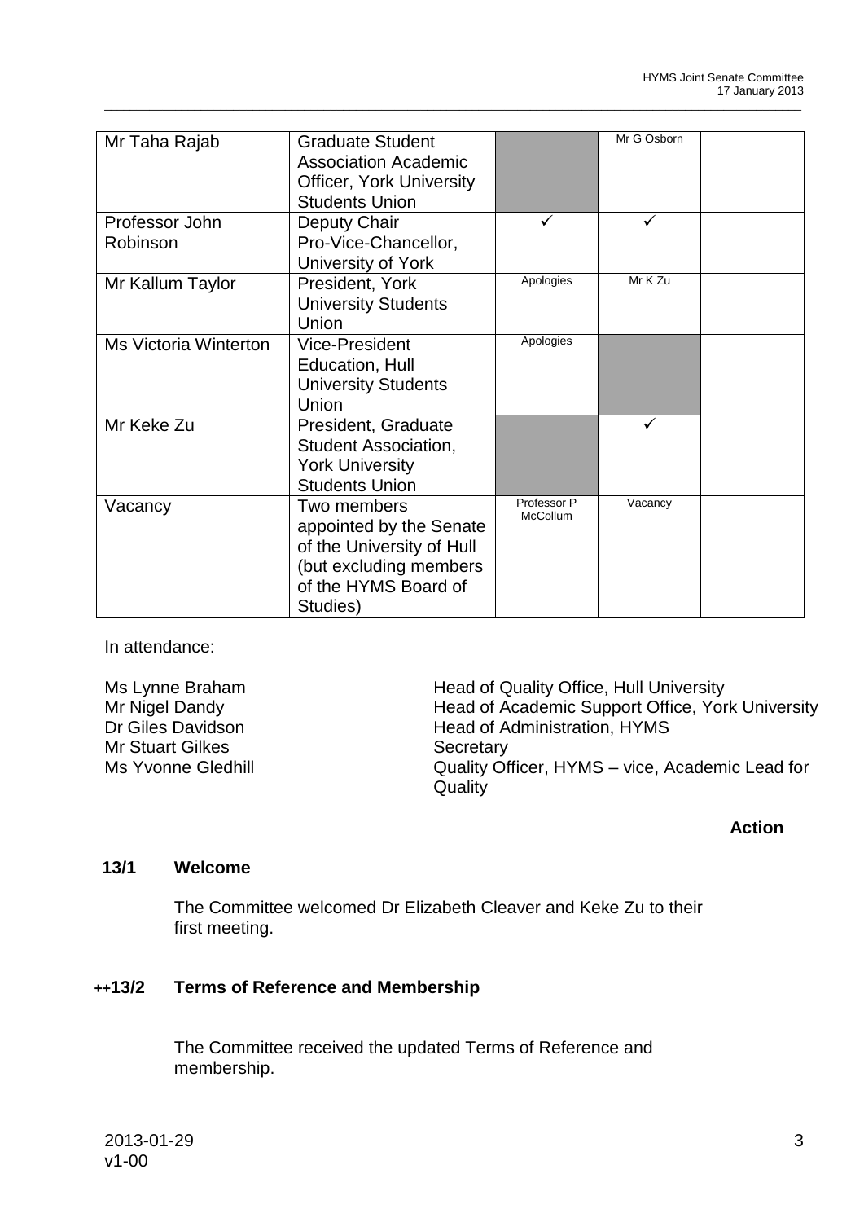| Mr Taha Rajab | Graduate Student Association Academic Officer, York University Students Union | | Mr G Osborn | |
|---|---|---|---|---|
| Professor John Robinson | Deputy Chair Pro-Vice-Chancellor, University of York | ✓ | ✓ | |
| Mr Kallum Taylor | President, York University Students Union | Apologies | Mr K Zu | |
| Ms Victoria Winterton | Vice-President Education, Hull University Students Union | Apologies | | |
| Mr Keke Zu | President, Graduate Student Association, York University Students Union | | ✓ | |
| Vacancy | Two members appointed by the Senate of the University of Hull (but excluding members of the HYMS Board of Studies) | Professor P McCollum | Vacancy | |

In attendance:

| | |
|---|---|
| Ms Lynne Braham | Head of Quality Office, Hull University |
| Mr Nigel Dandy | Head of Academic Support Office, York University |
| Dr Giles Davidson | Head of Administration, HYMS |
| Mr Stuart Gilkes | Secretary |
| Ms Yvonne Gledhill | Quality Officer, HYMS – vice, Academic Lead for Quality |

**Action**

**13/1 Welcome**

The Committee welcomed Dr Elizabeth Cleaver and Keke Zu to their first meeting.

**++13/2 Terms of Reference and Membership**

The Committee received the updated Terms of Reference and membership.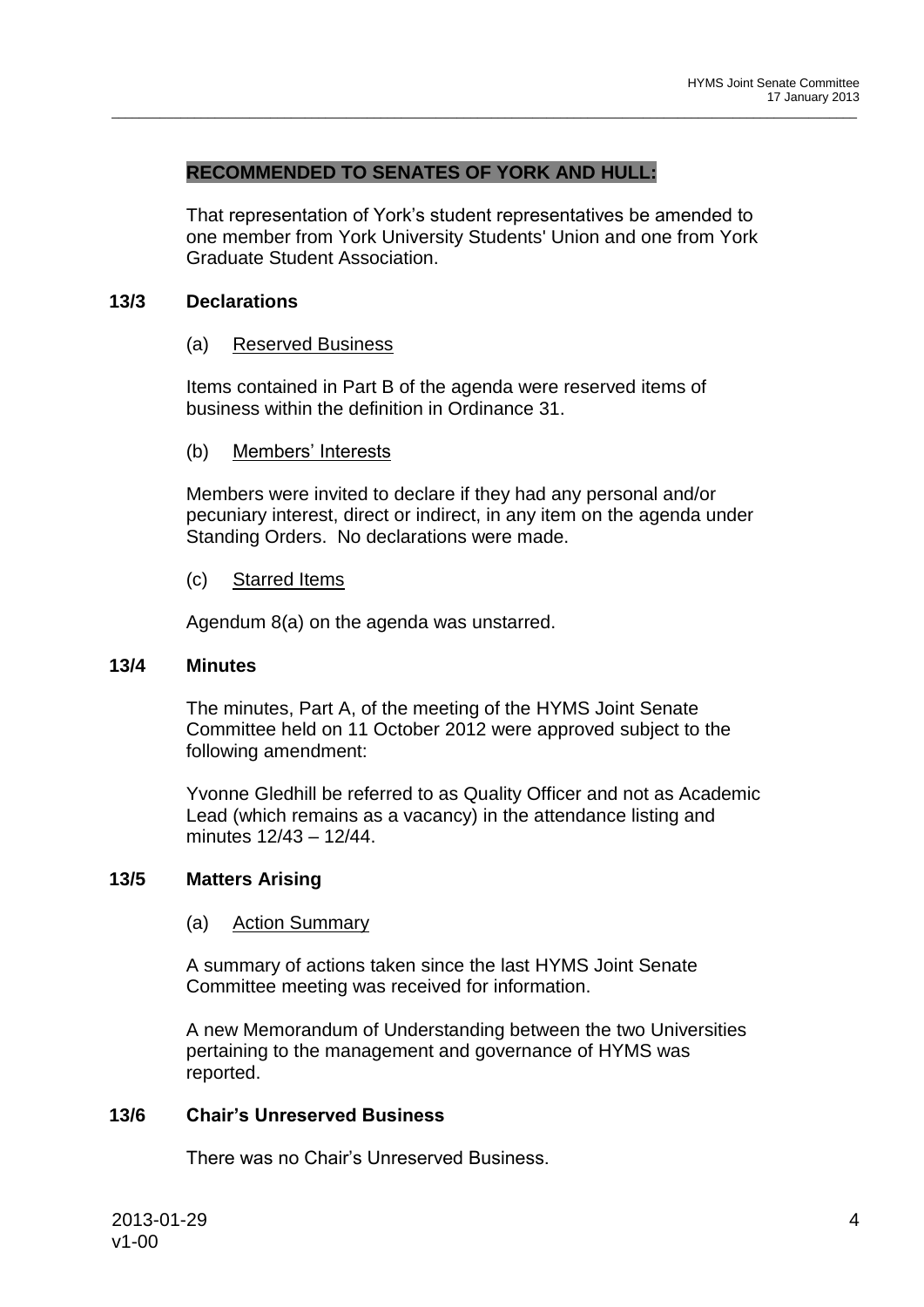**RECOMMENDED TO SENATES OF YORK AND HULL:**

That representation of York's student representatives be amended to one member from York University Students' Union and one from York Graduate Student Association.

## 13/3 Declarations

(a) Reserved Business

Items contained in Part B of the agenda were reserved items of business within the definition in Ordinance 31.

(b) Members' Interests

Members were invited to declare if they had any personal and/or pecuniary interest, direct or indirect, in any item on the agenda under Standing Orders. No declarations were made.

(c) Starred Items

Agendum 8(a) on the agenda was unstarred.

## 13/4 Minutes

The minutes, Part A, of the meeting of the HYMS Joint Senate Committee held on 11 October 2012 were approved subject to the following amendment:

Yvonne Gledhill be referred to as Quality Officer and not as Academic Lead (which remains as a vacancy) in the attendance listing and minutes 12/43 – 12/44.

## 13/5 Matters Arising

(a) Action Summary

A summary of actions taken since the last HYMS Joint Senate Committee meeting was received for information.

A new Memorandum of Understanding between the two Universities pertaining to the management and governance of HYMS was reported.

## 13/6 Chair's Unreserved Business

There was no Chair's Unreserved Business.

2013-01-29
v1-00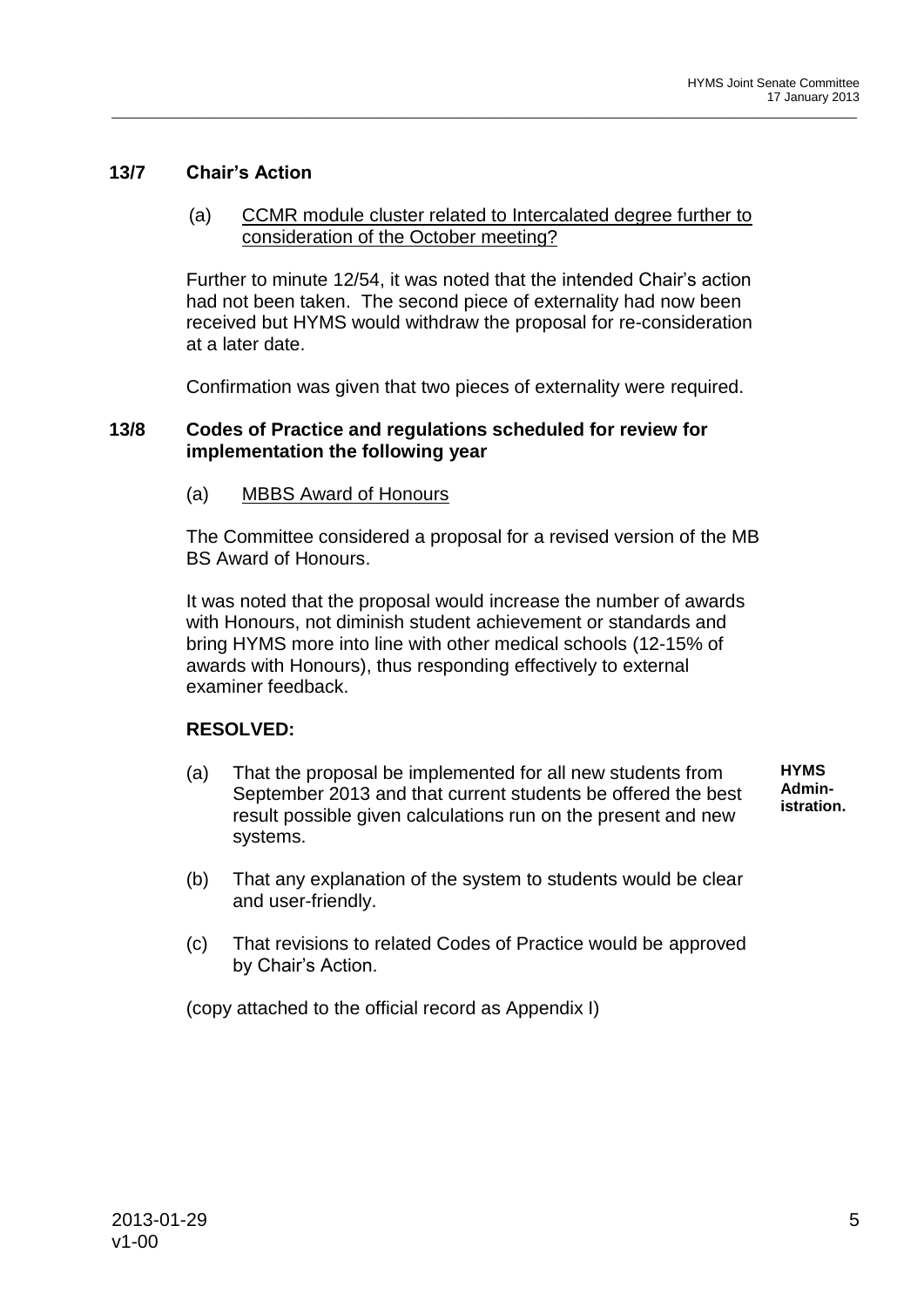## 13/7 Chair's Action

(a) CCMR module cluster related to Intercalated degree further to consideration of the October meeting?

Further to minute 12/54, it was noted that the intended Chair's action had not been taken. The second piece of externality had now been received but HYMS would withdraw the proposal for re-consideration at a later date.

Confirmation was given that two pieces of externality were required.

## 13/8 Codes of Practice and regulations scheduled for review for implementation the following year

(a) MBBS Award of Honours

The Committee considered a proposal for a revised version of the MB BS Award of Honours.

It was noted that the proposal would increase the number of awards with Honours, not diminish student achievement or standards and bring HYMS more into line with other medical schools (12-15% of awards with Honours), thus responding effectively to external examiner feedback.

**RESOLVED:**

(a) That the proposal be implemented for all new students from September 2013 and that current students be offered the best result possible given calculations run on the present and new systems. **HYMS Administration.**

(b) That any explanation of the system to students would be clear and user-friendly.

(c) That revisions to related Codes of Practice would be approved by Chair's Action.

(copy attached to the official record as Appendix I)

2013-01-29
v1-00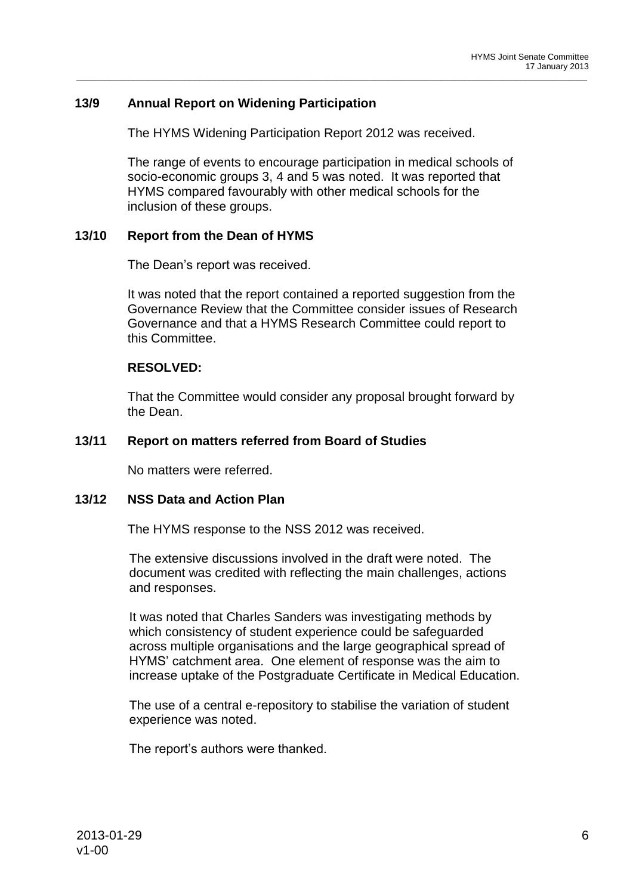### 13/9 Annual Report on Widening Participation

The HYMS Widening Participation Report 2012 was received.

The range of events to encourage participation in medical schools of socio-economic groups 3, 4 and 5 was noted. It was reported that HYMS compared favourably with other medical schools for the inclusion of these groups.

### 13/10 Report from the Dean of HYMS

The Dean's report was received.

It was noted that the report contained a reported suggestion from the Governance Review that the Committee consider issues of Research Governance and that a HYMS Research Committee could report to this Committee.

**RESOLVED:**

That the Committee would consider any proposal brought forward by the Dean.

### 13/11 Report on matters referred from Board of Studies

No matters were referred.

### 13/12 NSS Data and Action Plan

The HYMS response to the NSS 2012 was received.

The extensive discussions involved in the draft were noted. The document was credited with reflecting the main challenges, actions and responses.

It was noted that Charles Sanders was investigating methods by which consistency of student experience could be safeguarded across multiple organisations and the large geographical spread of HYMS' catchment area. One element of response was the aim to increase uptake of the Postgraduate Certificate in Medical Education.

The use of a central e-repository to stabilise the variation of student experience was noted.

The report's authors were thanked.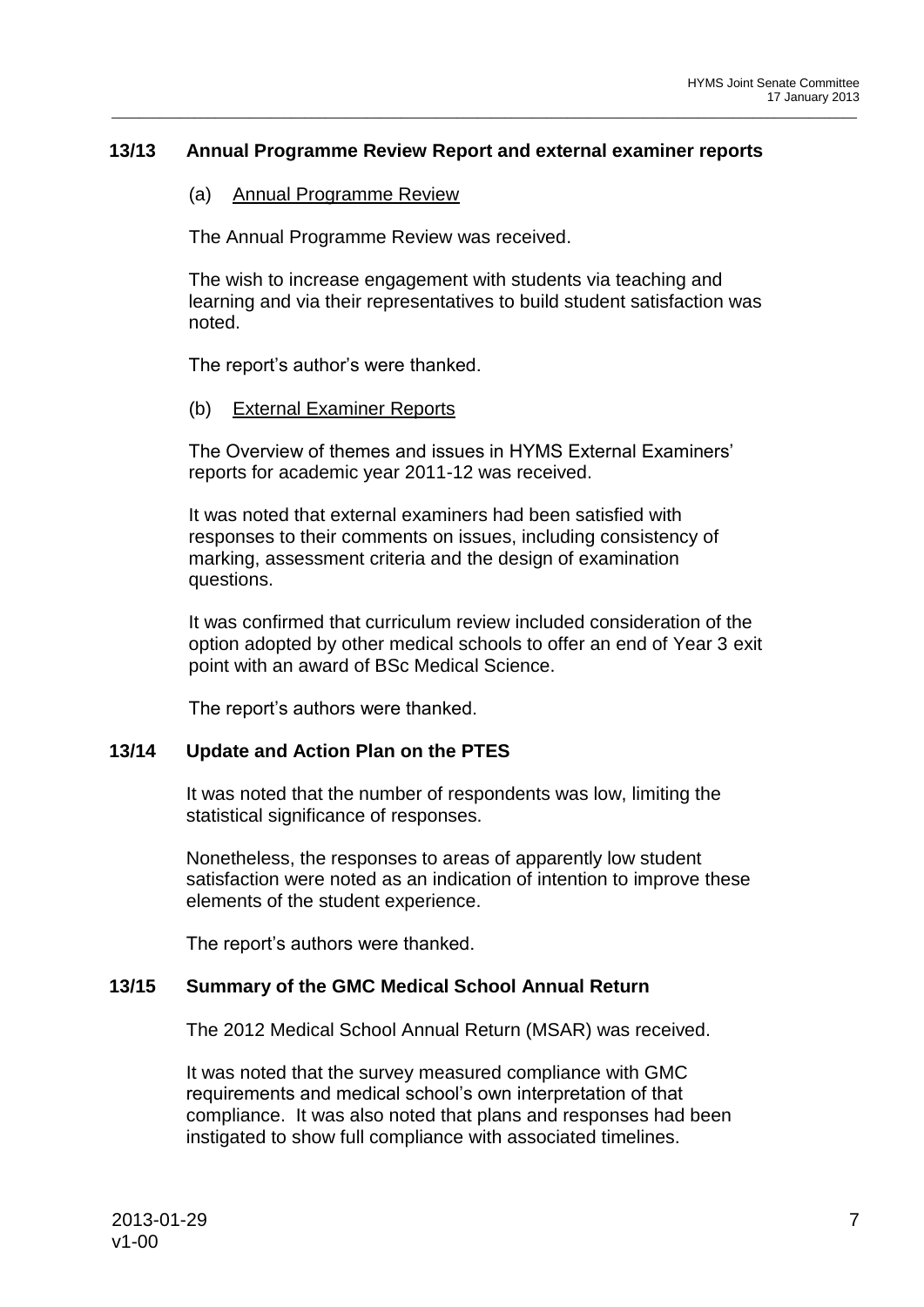## 13/13 Annual Programme Review Report and external examiner reports

### (a) Annual Programme Review

The Annual Programme Review was received.

The wish to increase engagement with students via teaching and learning and via their representatives to build student satisfaction was noted.

The report's author's were thanked.

### (b) External Examiner Reports

The Overview of themes and issues in HYMS External Examiners' reports for academic year 2011-12 was received.

It was noted that external examiners had been satisfied with responses to their comments on issues, including consistency of marking, assessment criteria and the design of examination questions.

It was confirmed that curriculum review included consideration of the option adopted by other medical schools to offer an end of Year 3 exit point with an award of BSc Medical Science.

The report's authors were thanked.

## 13/14 Update and Action Plan on the PTES

It was noted that the number of respondents was low, limiting the statistical significance of responses.

Nonetheless, the responses to areas of apparently low student satisfaction were noted as an indication of intention to improve these elements of the student experience.

The report's authors were thanked.

## 13/15 Summary of the GMC Medical School Annual Return

The 2012 Medical School Annual Return (MSAR) was received.

It was noted that the survey measured compliance with GMC requirements and medical school's own interpretation of that compliance. It was also noted that plans and responses had been instigated to show full compliance with associated timelines.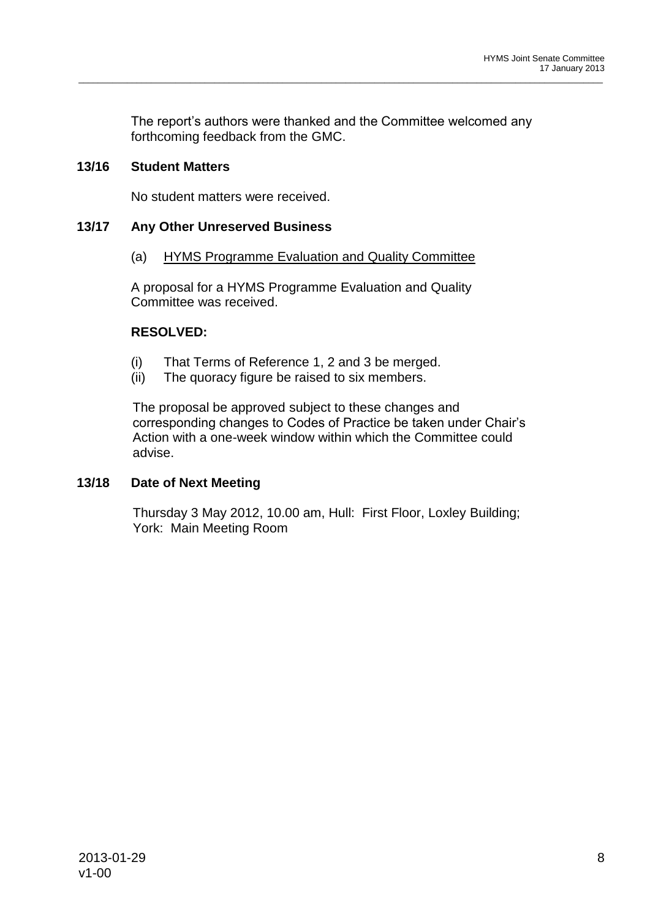The report's authors were thanked and the Committee welcomed any forthcoming feedback from the GMC.

### 13/16 Student Matters

No student matters were received.

### 13/17 Any Other Unreserved Business

(a) HYMS Programme Evaluation and Quality Committee

A proposal for a HYMS Programme Evaluation and Quality Committee was received.

**RESOLVED:**

(i) That Terms of Reference 1, 2 and 3 be merged.
(ii) The quoracy figure be raised to six members.

The proposal be approved subject to these changes and corresponding changes to Codes of Practice be taken under Chair's Action with a one-week window within which the Committee could advise.

### 13/18 Date of Next Meeting

Thursday 3 May 2012, 10.00 am, Hull: First Floor, Loxley Building; York: Main Meeting Room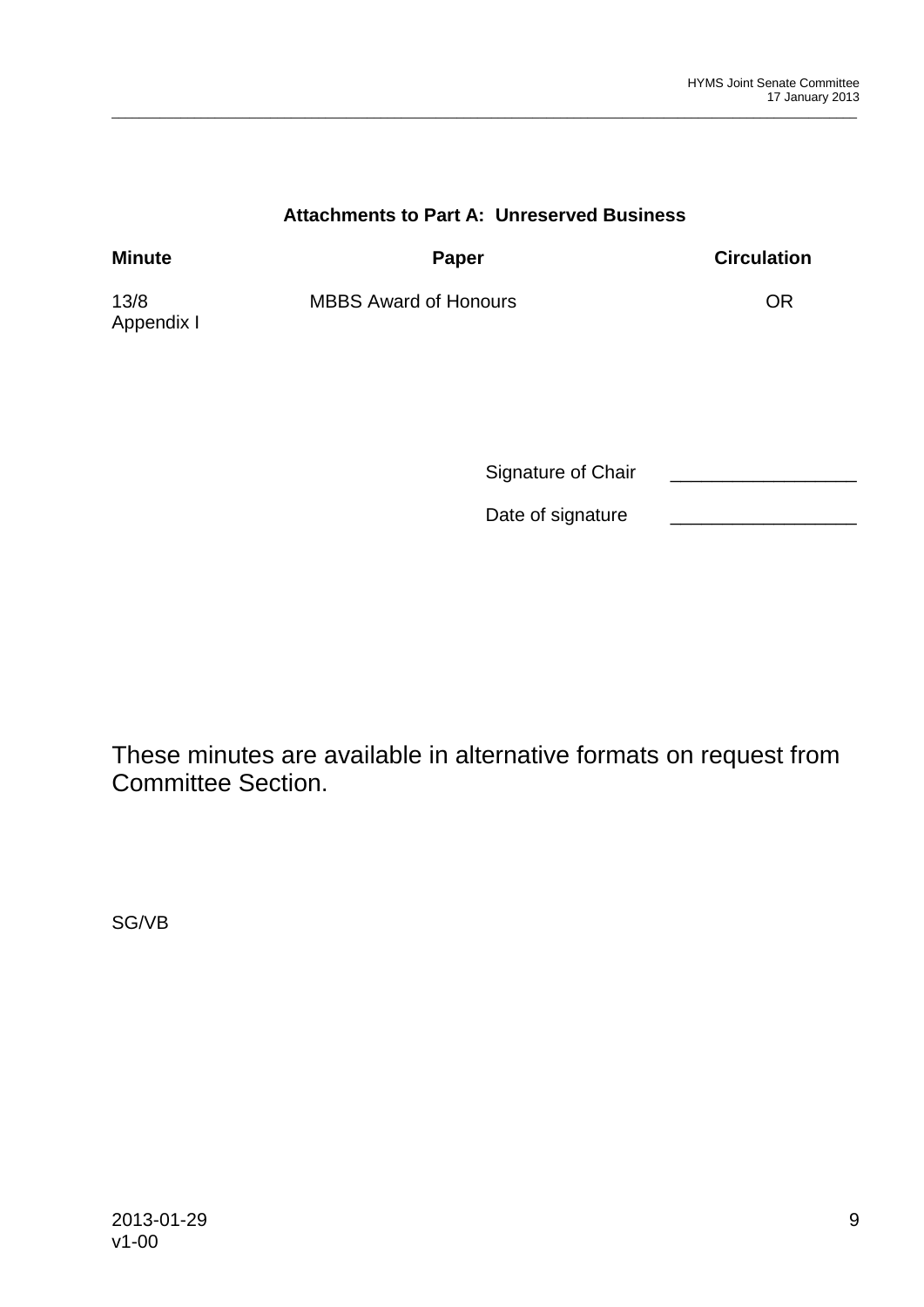**Attachments to Part A: Unreserved Business**

| Minute | Paper | Circulation |
| --- | --- | --- |
| 13/8 Appendix I | MBBS Award of Honours | OR |

Signature of Chair __________________

Date of signature __________________

These minutes are available in alternative formats on request from Committee Section.

SG/VB

2013-01-29
v1-00